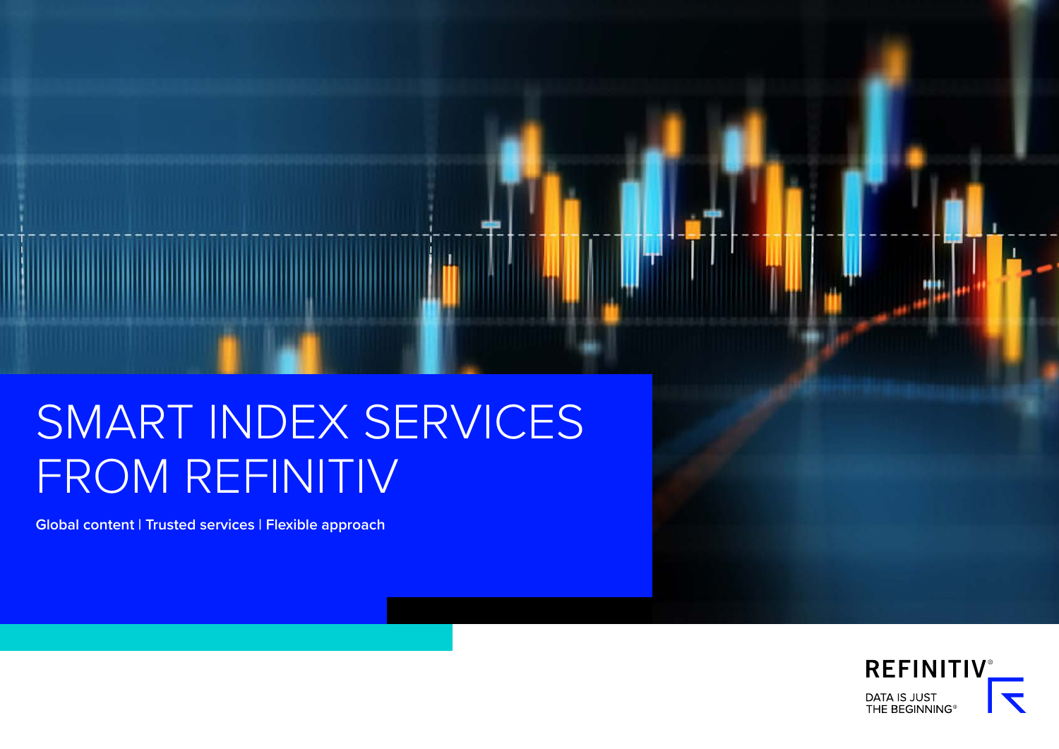# SMART INDEX SERVICES FROM REFINITIV

**Global content | Trusted services | Flexible approach**

REFINITIV®

DATA IS JUST THE BEGINNING®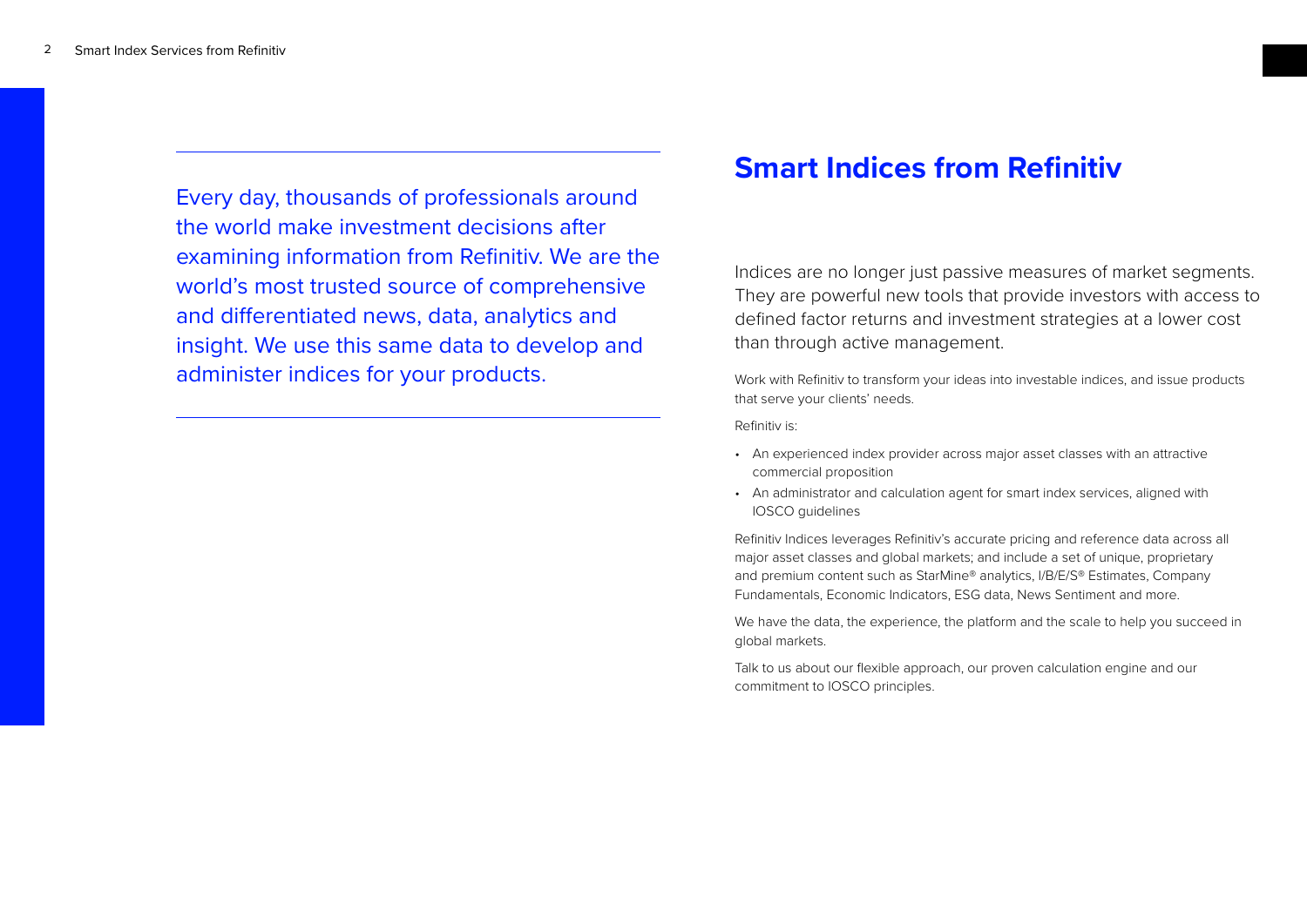Every day, thousands of professionals around the world make investment decisions after examining information from Refinitiv. We are the world's most trusted source of comprehensive and differentiated news, data, analytics and insight. We use this same data to develop and administer indices for your products.

# Smart Indices from Refinitiv

Indices are no longer just passive measures of market segments. They are powerful new tools that provide investors with access to defined factor returns and investment strategies at a lower cost than through active management.

Work with Refinitiv to transform your ideas into investable indices, and issue products that serve your clients' needs.

Refinitiv is:

- An experienced index provider across major asset classes with an attractive commercial proposition
- An administrator and calculation agent for smart index services, aligned with IOSCO guidelines

Refinitiv Indices leverages Refinitiv's accurate pricing and reference data across all major asset classes and global markets; and include a set of unique, proprietary and premium content such as StarMine® analytics, I/B/E/S® Estimates, Company Fundamentals, Economic Indicators, ESG data, News Sentiment and more.

We have the data, the experience, the platform and the scale to help you succeed in global markets.

Talk to us about our flexible approach, our proven calculation engine and our commitment to IOSCO principles.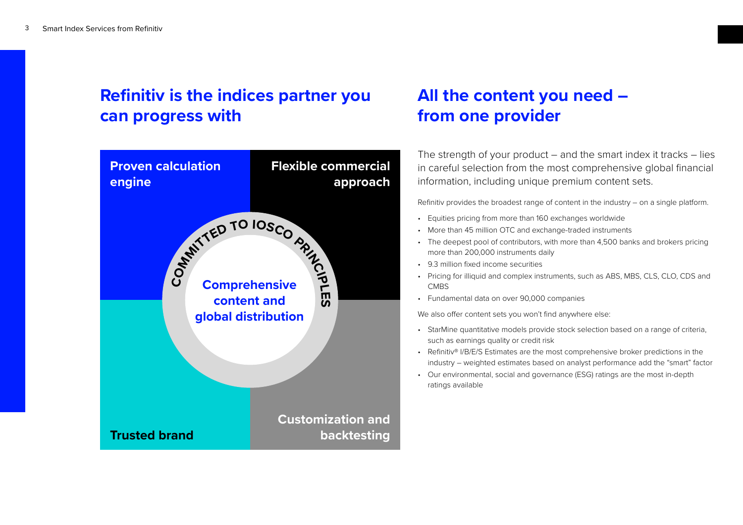## Refinitiv is the indices partner you can progress with

**Proven calculation engine**

**Flexible commercial approach**

**COMMITTED TO IOSCO PRINCIPLES**

**Comprehensive content and global distribution**

**Trusted brand**

**Customization and backtesting**

## All the content you need – from one provider

The strength of your product – and the smart index it tracks – lies in careful selection from the most comprehensive global financial information, including unique premium content sets.

Refinitiv provides the broadest range of content in the industry – on a single platform.

- Equities pricing from more than 160 exchanges worldwide
- More than 45 million OTC and exchange-traded instruments
- The deepest pool of contributors, with more than 4,500 banks and brokers pricing more than 200,000 instruments daily
- 9.3 million fixed income securities
- Pricing for illiquid and complex instruments, such as ABS, MBS, CLS, CLO, CDS and CMBS
- Fundamental data on over 90,000 companies

We also offer content sets you won't find anywhere else:

- StarMine quantitative models provide stock selection based on a range of criteria, such as earnings quality or credit risk
- Refinitiv® I/B/E/S Estimates are the most comprehensive broker predictions in the industry – weighted estimates based on analyst performance add the "smart" factor
- Our environmental, social and governance (ESG) ratings are the most in-depth ratings available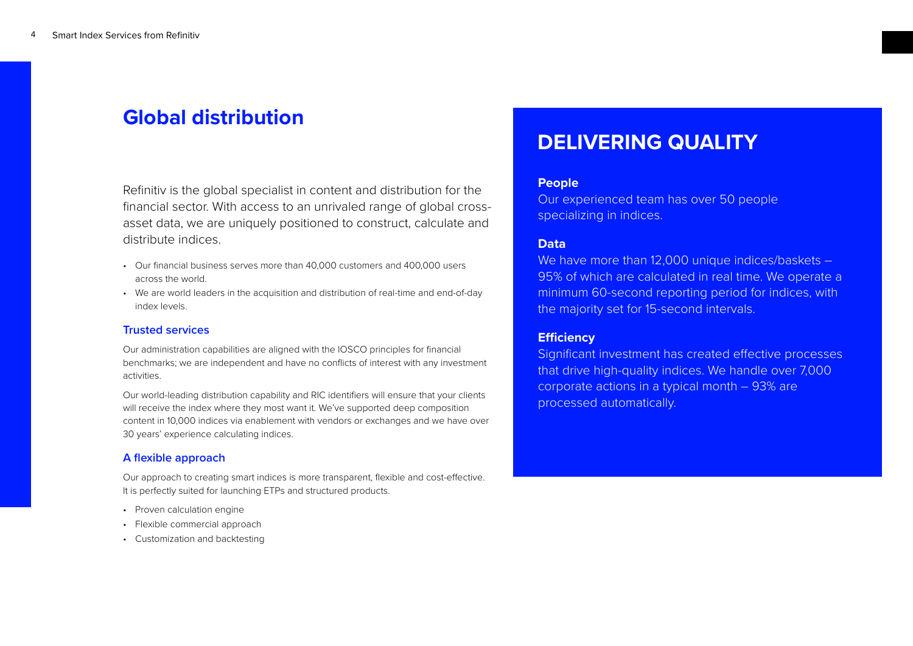## Global distribution

Refinitiv is the global specialist in content and distribution for the financial sector. With access to an unrivaled range of global cross-asset data, we are uniquely positioned to construct, calculate and distribute indices.

- Our financial business serves more than 40,000 customers and 400,000 users across the world.
- We are world leaders in the acquisition and distribution of real-time and end-of-day index levels.

### Trusted services

Our administration capabilities are aligned with the IOSCO principles for financial benchmarks; we are independent and have no conflicts of interest with any investment activities.

Our world-leading distribution capability and RIC identifiers will ensure that your clients will receive the index where they most want it. We've supported deep composition content in 10,000 indices via enablement with vendors or exchanges and we have over 30 years' experience calculating indices.

### A flexible approach

Our approach to creating smart indices is more transparent, flexible and cost-effective. It is perfectly suited for launching ETPs and structured products.

- Proven calculation engine
- Flexible commercial approach
- Customization and backtesting

## DELIVERING QUALITY

**People**

Our experienced team has over 50 people specializing in indices.

**Data**

We have more than 12,000 unique indices/baskets – 95% of which are calculated in real time. We operate a minimum 60-second reporting period for indices, with the majority set for 15-second intervals.

**Efficiency**

Significant investment has created effective processes that drive high-quality indices. We handle over 7,000 corporate actions in a typical month – 93% are processed automatically.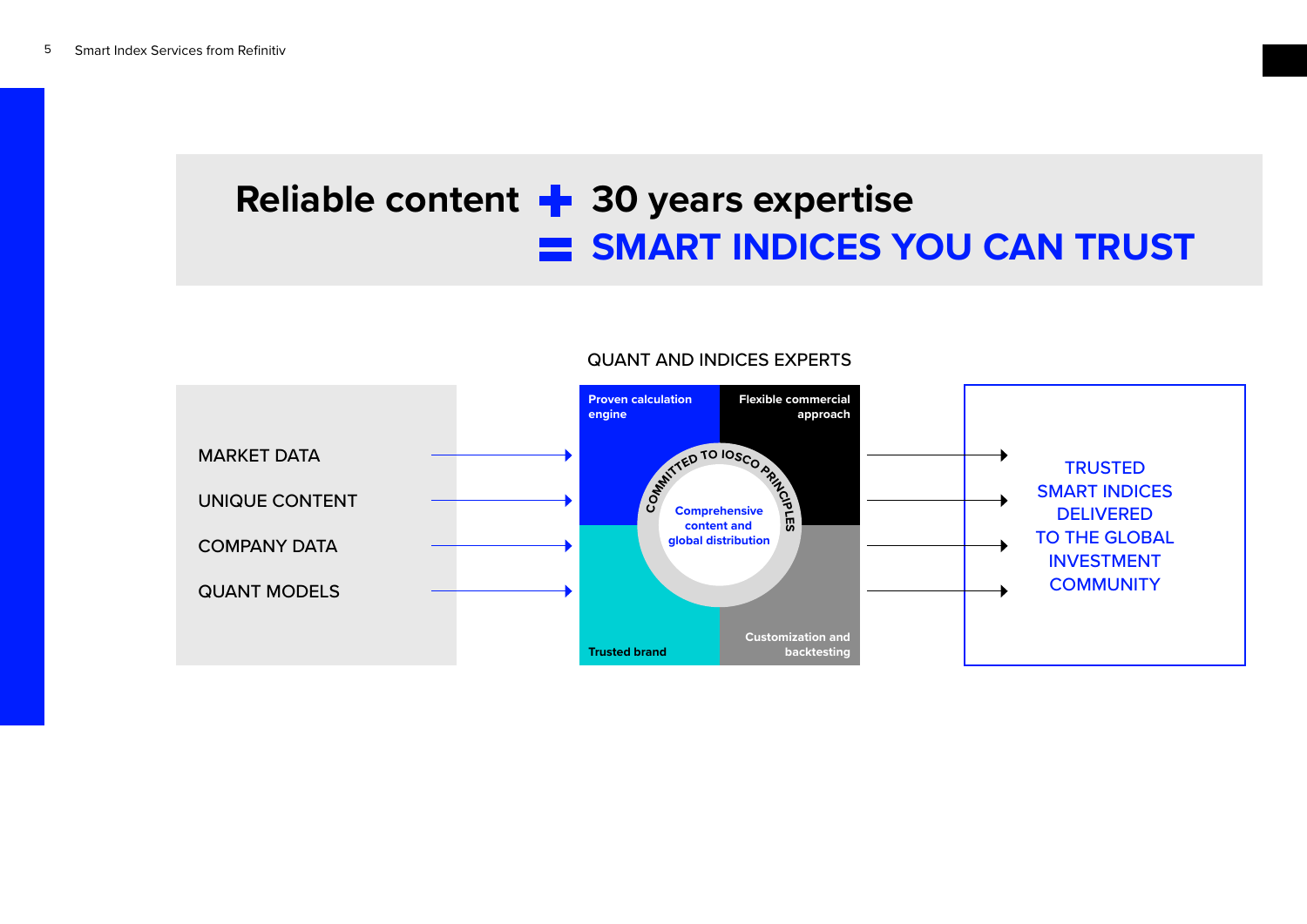# Reliable content + 30 years expertise = SMART INDICES YOU CAN TRUST

QUANT AND INDICES EXPERTS

- MARKET DATA
- UNIQUE CONTENT
- COMPANY DATA
- QUANT MODELS

Proven calculation engine

Flexible commercial approach

COMMITTED TO IOSCO PRINCIPLES

Comprehensive content and global distribution

Trusted brand

Customization and backtesting

TRUSTED SMART INDICES DELIVERED TO THE GLOBAL INVESTMENT COMMUNITY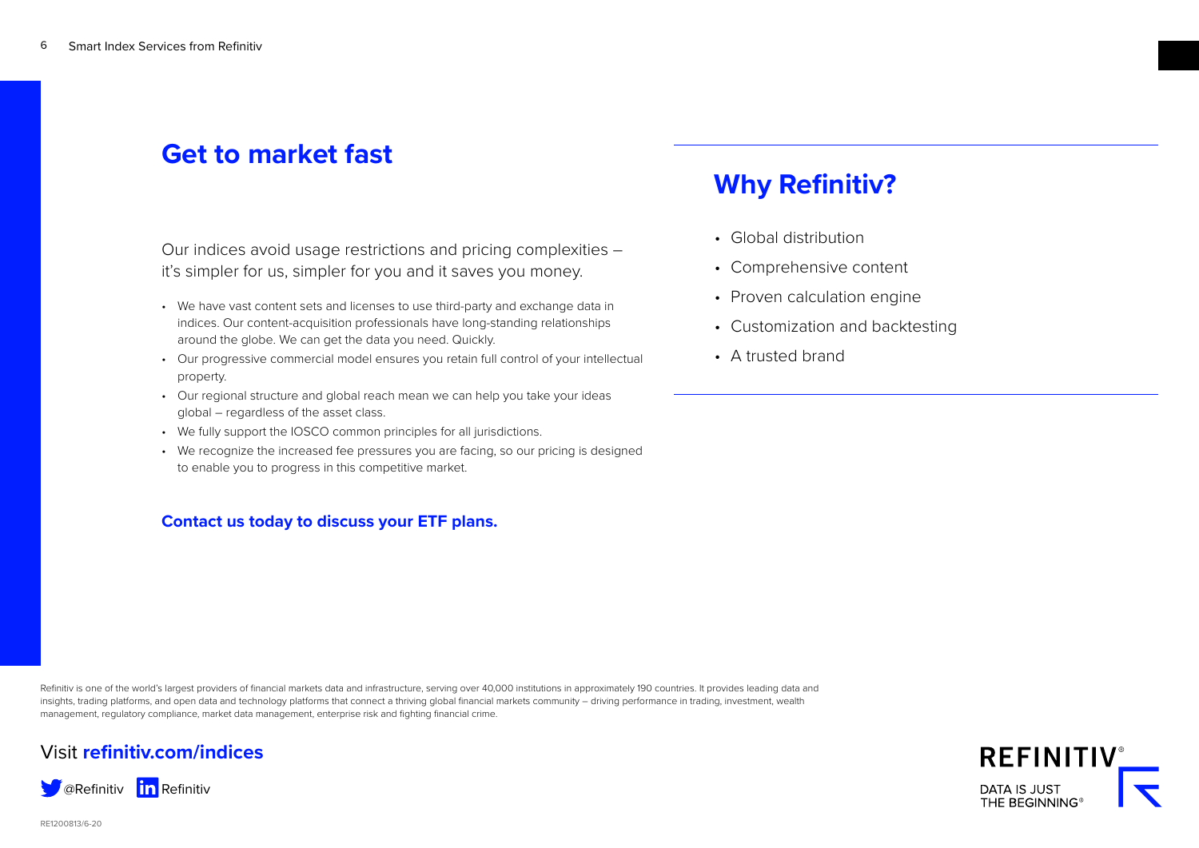## Get to market fast

Our indices avoid usage restrictions and pricing complexities – it's simpler for us, simpler for you and it saves you money.

- We have vast content sets and licenses to use third-party and exchange data in indices. Our content-acquisition professionals have long-standing relationships around the globe. We can get the data you need. Quickly.
- Our progressive commercial model ensures you retain full control of your intellectual property.
- Our regional structure and global reach mean we can help you take your ideas global – regardless of the asset class.
- We fully support the IOSCO common principles for all jurisdictions.
- We recognize the increased fee pressures you are facing, so our pricing is designed to enable you to progress in this competitive market.

**Contact us today to discuss your ETF plans.**

## Why Refinitiv?

- Global distribution
- Comprehensive content
- Proven calculation engine
- Customization and backtesting
- A trusted brand

Refinitiv is one of the world's largest providers of financial markets data and infrastructure, serving over 40,000 institutions in approximately 190 countries. It provides leading data and insights, trading platforms, and open data and technology platforms that connect a thriving global financial markets community – driving performance in trading, investment, wealth management, regulatory compliance, market data management, enterprise risk and fighting financial crime.

Visit **refinitiv.com/indices**

@Refinitiv Refinitiv

REFINITIV®
DATA IS JUST THE BEGINNING®

RE1200813/6-20